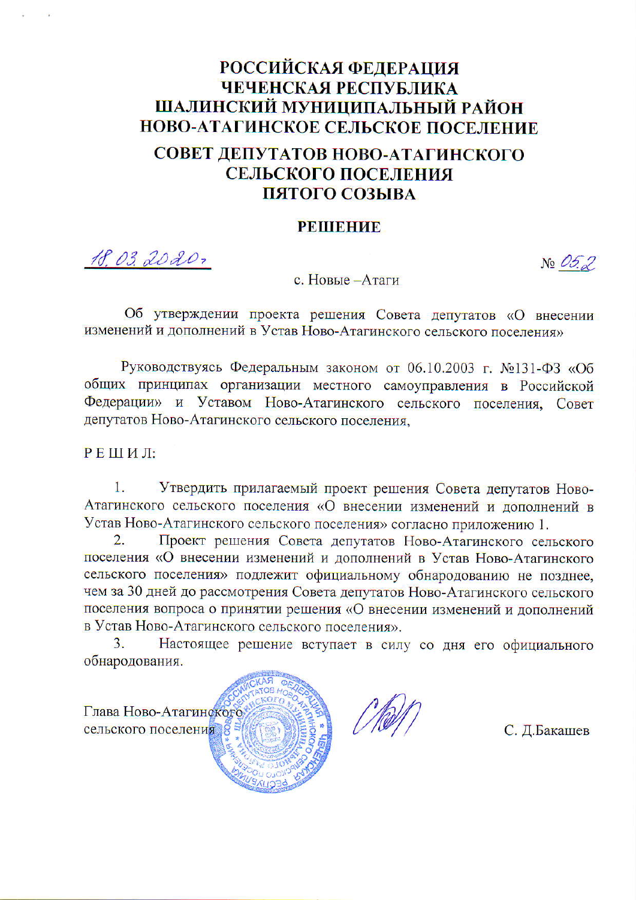# РОССИЙСКАЯ ФЕДЕРАЦИЯ
# ЧЕЧЕНСКАЯ РЕСПУБЛИКА
# ШАЛИНСКИЙ МУНИЦИПАЛЬНЫЙ РАЙОН
# НОВО-АТАГИНСКОЕ СЕЛЬСКОЕ ПОСЕЛЕНИЕ

## СОВЕТ ДЕПУТАТОВ НОВО-АТАГИНСКОГО СЕЛЬСКОГО ПОСЕЛЕНИЯ ПЯТОГО СОЗЫВА

### РЕШЕНИЕ

18.03.2020г. № 052

с. Новые –Атаги

Об утверждении проекта решения Совета депутатов «О внесении изменений и дополнений в Устав Ново-Атагинского сельского поселения»

Руководствуясь Федеральным законом от 06.10.2003 г. №131-ФЗ «Об общих принципах организации местного самоуправления в Российской Федерации» и Уставом Ново-Атагинского сельского поселения, Совет депутатов Ново-Атагинского сельского поселения,

Р Е Ш И Л:

1. Утвердить прилагаемый проект решения Совета депутатов Ново-Атагинского сельского поселения «О внесении изменений и дополнений в Устав Ново-Атагинского сельского поселения» согласно приложению 1.
2. Проект решения Совета депутатов Ново-Атагинского сельского поселения «О внесении изменений и дополнений в Устав Ново-Атагинского сельского поселения» подлежит официальному обнародованию не позднее, чем за 30 дней до рассмотрения Совета депутатов Ново-Атагинского сельского поселения вопроса о принятии решения «О внесении изменений и дополнений в Устав Ново-Атагинского сельского поселения».
3. Настоящее решение вступает в силу со дня его официального обнародования.

Глава Ново-Атагинского сельского поселения С. Д.Бакашев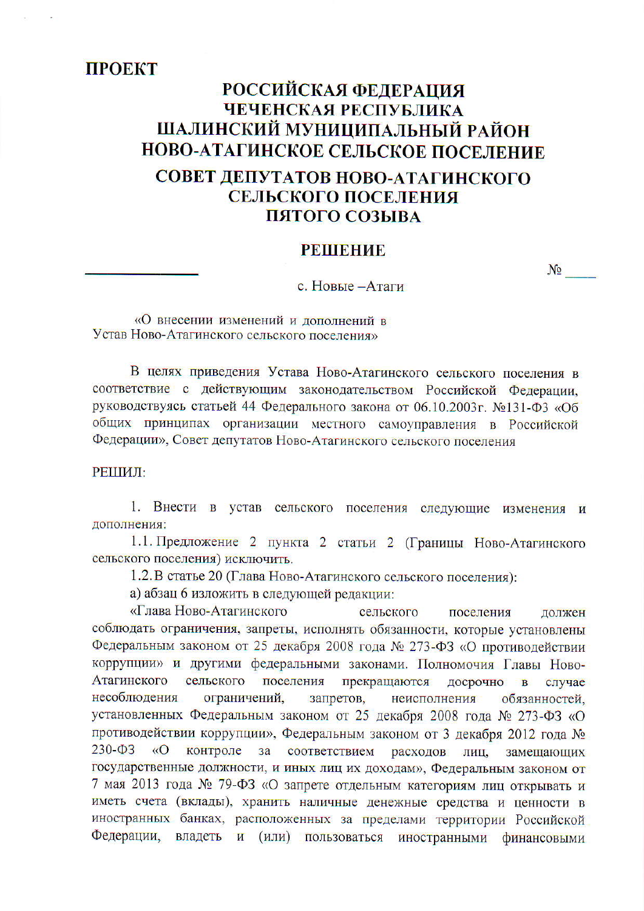**ПРОЕКТ**

**РОССИЙСКАЯ ФЕДЕРАЦИЯ**
**ЧЕЧЕНСКАЯ РЕСПУБЛИКА**
**ШАЛИНСКИЙ МУНИЦИПАЛЬНЫЙ РАЙОН**
**НОВО-АТАГИНСКОЕ СЕЛЬСКОЕ ПОСЕЛЕНИЕ**

**СОВЕТ ДЕПУТАТОВ НОВО-АТАГИНСКОГО СЕЛЬСКОГО ПОСЕЛЕНИЯ ПЯТОГО СОЗЫВА**

**РЕШЕНИЕ**

_______________ № ____

с. Новые –Атаги

«О внесении изменений и дополнений в Устав Ново-Атагинского сельского поселения»

В целях приведения Устава Ново-Атагинского сельского поселения в соответствие с действующим законодательством Российской Федерации, руководствуясь статьей 44 Федерального закона от 06.10.2003г. №131-ФЗ «Об общих принципах организации местного самоуправления в Российской Федерации», Совет депутатов Ново-Атагинского сельского поселения

РЕШИЛ:

1. Внести в устав сельского поселения следующие изменения и дополнения:

1.1. Предложение 2 пункта 2 статьи 2 (Границы Ново-Атагинского сельского поселения) исключить.

1.2. В статье 20 (Глава Ново-Атагинского сельского поселения):

а) абзац 6 изложить в следующей редакции:

«Глава Ново-Атагинского сельского поселения должен соблюдать ограничения, запреты, исполнять обязанности, которые установлены Федеральным законом от 25 декабря 2008 года № 273-ФЗ «О противодействии коррупции» и другими федеральными законами. Полномочия Главы Ново-Атагинского сельского поселения прекращаются досрочно в случае несоблюдения ограничений, запретов, неисполнения обязанностей, установленных Федеральным законом от 25 декабря 2008 года № 273-ФЗ «О противодействии коррупции», Федеральным законом от 3 декабря 2012 года № 230-ФЗ «О контроле за соответствием расходов лиц, замещающих государственные должности, и иных лиц их доходам», Федеральным законом от 7 мая 2013 года № 79-ФЗ «О запрете отдельным категориям лиц открывать и иметь счета (вклады), хранить наличные денежные средства и ценности в иностранных банках, расположенных за пределами территории Российской Федерации, владеть и (или) пользоваться иностранными финансовыми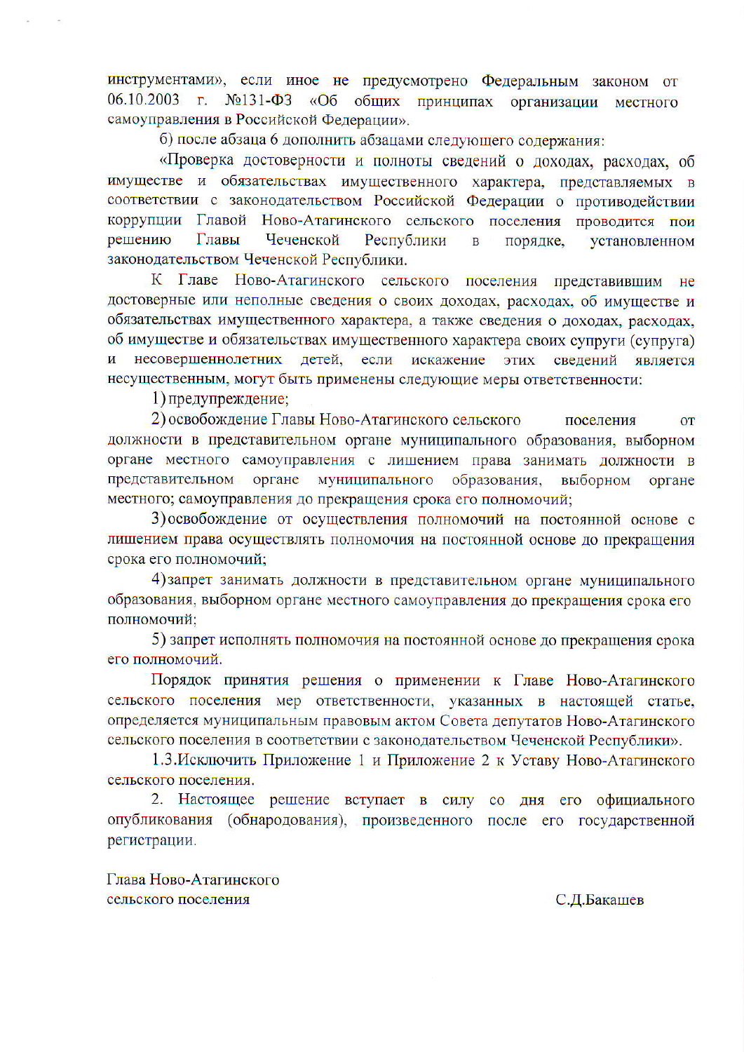инструментами», если иное не предусмотрено Федеральным законом от 06.10.2003 г. №131-ФЗ «Об общих принципах организации местного самоуправления в Российской Федерации».

б) после абзаца 6 дополнить абзацами следующего содержания:

«Проверка достоверности и полноты сведений о доходах, расходах, об имуществе и обязательствах имущественного характера, представляемых в соответствии с законодательством Российской Федерации о противодействии коррупции Главой Ново-Атагинского сельского поселения проводится пои решению Главы Чеченской Республики в порядке, установленном законодательством Чеченской Республики.

К Главе Ново-Атагинского сельского поселения представившим не достоверные или неполные сведения о своих доходах, расходах, об имуществе и обязательствах имущественного характера, а также сведения о доходах, расходах, об имуществе и обязательствах имущественного характера своих супруги (супруга) и несовершеннолетних детей, если искажение этих сведений является несущественным, могут быть применены следующие меры ответственности:

1) предупреждение;

2) освобождение Главы Ново-Атагинского сельского поселения от должности в представительном органе муниципального образования, выборном органе местного самоуправления с лишением права занимать должности в представительном органе муниципального образования, выборном органе местного; самоуправления до прекращения срока его полномочий;

3) освобождение от осуществления полномочий на постоянной основе с лишением права осуществлять полномочия на постоянной основе до прекращения срока его полномочий;

4) запрет занимать должности в представительном органе муниципального образования, выборном органе местного самоуправления до прекращения срока его полномочий;

5) запрет исполнять полномочия на постоянной основе до прекращения срока его полномочий.

Порядок принятия решения о применении к Главе Ново-Атагинского сельского поселения мер ответственности, указанных в настоящей статье, определяется муниципальным правовым актом Совета депутатов Ново-Атагинского сельского поселения в соответствии с законодательством Чеченской Республики».

1.3. Исключить Приложение 1 и Приложение 2 к Уставу Ново-Атагинского сельского поселения.

2. Настоящее решение вступает в силу со дня его официального опубликования (обнародования), произведенного после его государственной регистрации.

Глава Ново-Атагинского
сельского поселения С.Д.Бакашев